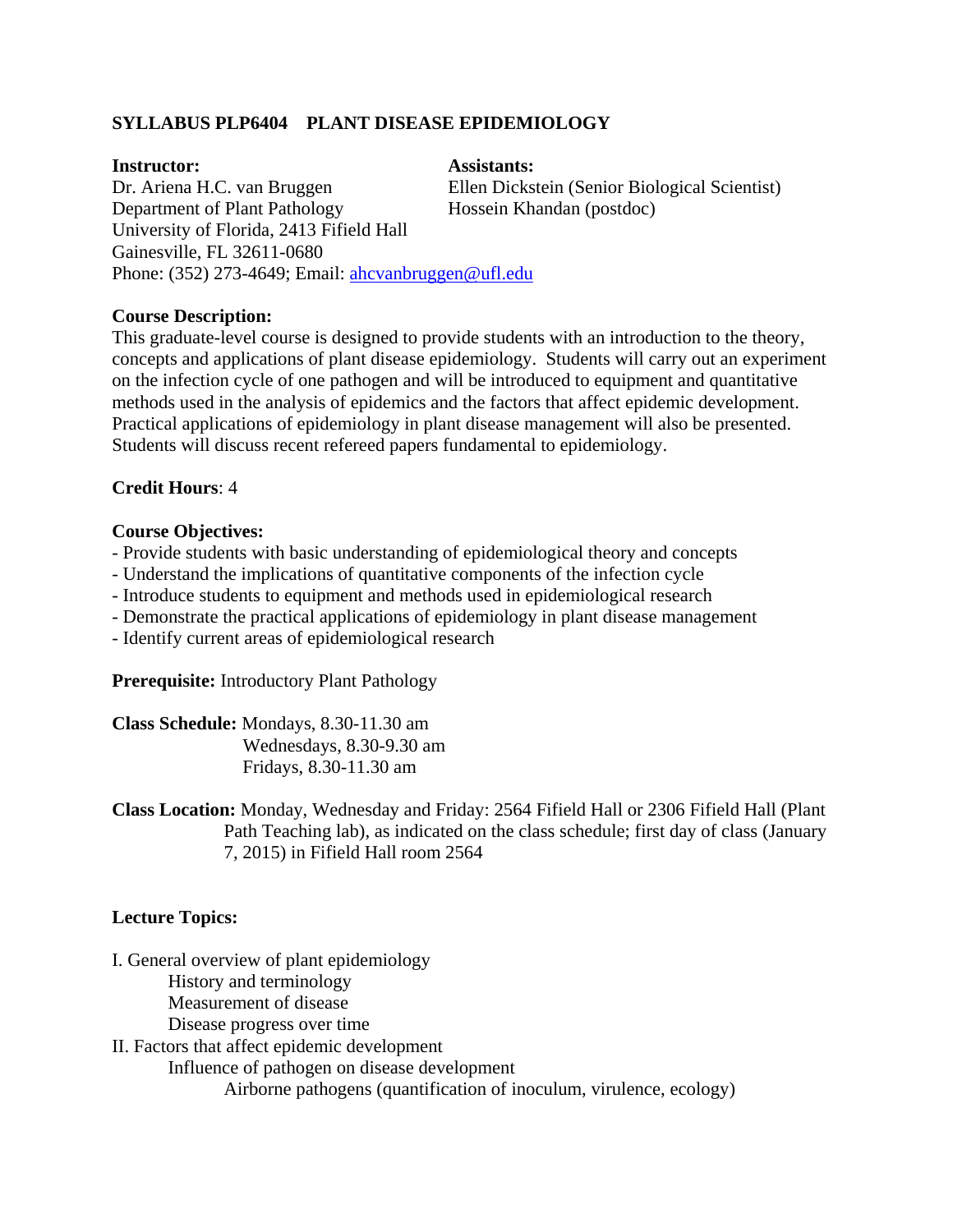# SYLLABUS PLP6404 PLANT DISEASE EPIDEMIOLOGY

**Instructor:**
Dr. Ariena H.C. van Bruggen
Department of Plant Pathology
University of Florida, 2413 Fifield Hall
Gainesville, FL 32611-0680
Phone: (352) 273-4649; Email: ahcvanbruggen@ufl.edu

**Assistants:**
Ellen Dickstein (Senior Biological Scientist)
Hossein Khandan (postdoc)

**Course Description:**
This graduate-level course is designed to provide students with an introduction to the theory, concepts and applications of plant disease epidemiology. Students will carry out an experiment on the infection cycle of one pathogen and will be introduced to equipment and quantitative methods used in the analysis of epidemics and the factors that affect epidemic development. Practical applications of epidemiology in plant disease management will also be presented. Students will discuss recent refereed papers fundamental to epidemiology.

**Credit Hours**: 4

**Course Objectives:**
- Provide students with basic understanding of epidemiological theory and concepts
- Understand the implications of quantitative components of the infection cycle
- Introduce students to equipment and methods used in epidemiological research
- Demonstrate the practical applications of epidemiology in plant disease management
- Identify current areas of epidemiological research

**Prerequisite:** Introductory Plant Pathology

**Class Schedule:** Mondays, 8.30-11.30 am
Wednesdays, 8.30-9.30 am
Fridays, 8.30-11.30 am

**Class Location:** Monday, Wednesday and Friday: 2564 Fifield Hall or 2306 Fifield Hall (Plant Path Teaching lab), as indicated on the class schedule; first day of class (January 7, 2015) in Fifield Hall room 2564

**Lecture Topics:**

I. General overview of plant epidemiology
- History and terminology
- Measurement of disease
- Disease progress over time

II. Factors that affect epidemic development
- Influence of pathogen on disease development
  - Airborne pathogens (quantification of inoculum, virulence, ecology)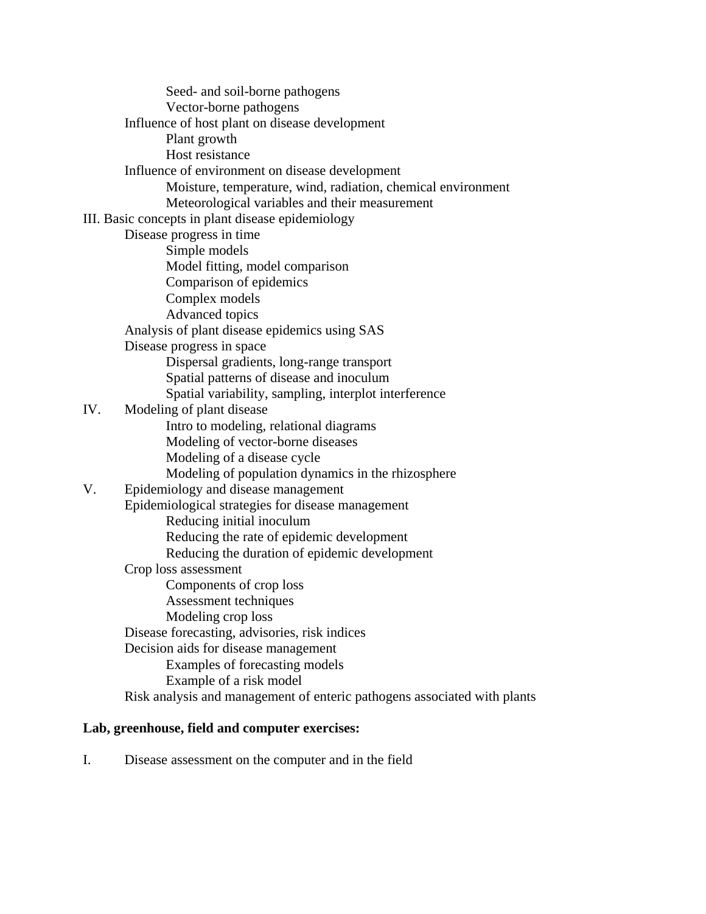- Seed- and soil-borne pathogens
- Vector-borne pathogens

Influence of host plant on disease development

- Plant growth
- Host resistance

Influence of environment on disease development

- Moisture, temperature, wind, radiation, chemical environment
- Meteorological variables and their measurement

III. Basic concepts in plant disease epidemiology

Disease progress in time

- Simple models
- Model fitting, model comparison
- Comparison of epidemics
- Complex models
- Advanced topics

Analysis of plant disease epidemics using SAS

Disease progress in space

- Dispersal gradients, long-range transport
- Spatial patterns of disease and inoculum
- Spatial variability, sampling, interplot interference

IV. Modeling of plant disease

- Intro to modeling, relational diagrams
- Modeling of vector-borne diseases
- Modeling of a disease cycle
- Modeling of population dynamics in the rhizosphere

V. Epidemiology and disease management

Epidemiological strategies for disease management

- Reducing initial inoculum
- Reducing the rate of epidemic development
- Reducing the duration of epidemic development

Crop loss assessment

- Components of crop loss
- Assessment techniques
- Modeling crop loss

Disease forecasting, advisories, risk indices

Decision aids for disease management

- Examples of forecasting models
- Example of a risk model

Risk analysis and management of enteric pathogens associated with plants

**Lab, greenhouse, field and computer exercises:**

I. Disease assessment on the computer and in the field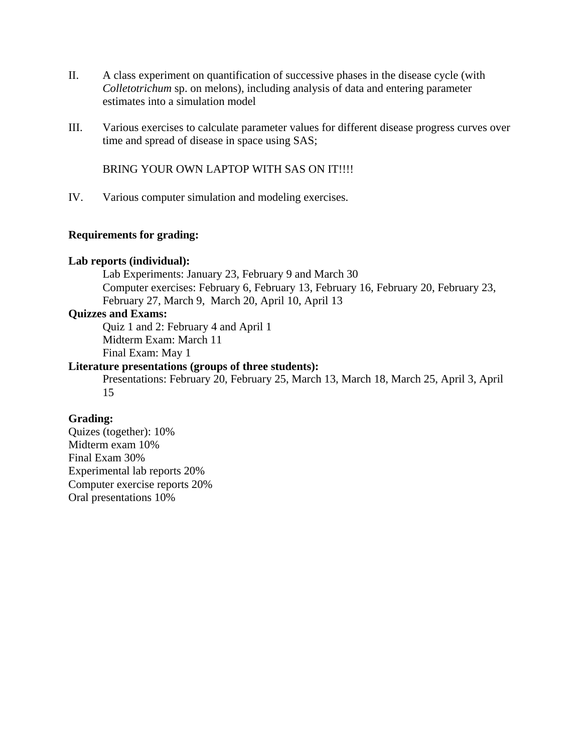II. A class experiment on quantification of successive phases in the disease cycle (with *Colletotrichum* sp. on melons), including analysis of data and entering parameter estimates into a simulation model

III. Various exercises to calculate parameter values for different disease progress curves over time and spread of disease in space using SAS;

    BRING YOUR OWN LAPTOP WITH SAS ON IT!!!!

IV. Various computer simulation and modeling exercises.

**Requirements for grading:**

**Lab reports (individual):**

Lab Experiments: January 23, February 9 and March 30

Computer exercises: February 6, February 13, February 16, February 20, February 23, February 27, March 9, March 20, April 10, April 13

**Quizzes and Exams:**

Quiz 1 and 2: February 4 and April 1

Midterm Exam: March 11

Final Exam: May 1

**Literature presentations (groups of three students):**

Presentations: February 20, February 25, March 13, March 18, March 25, April 3, April 15

**Grading:**

Quizes (together): 10%

Midterm exam 10%

Final Exam 30%

Experimental lab reports 20%

Computer exercise reports 20%

Oral presentations 10%